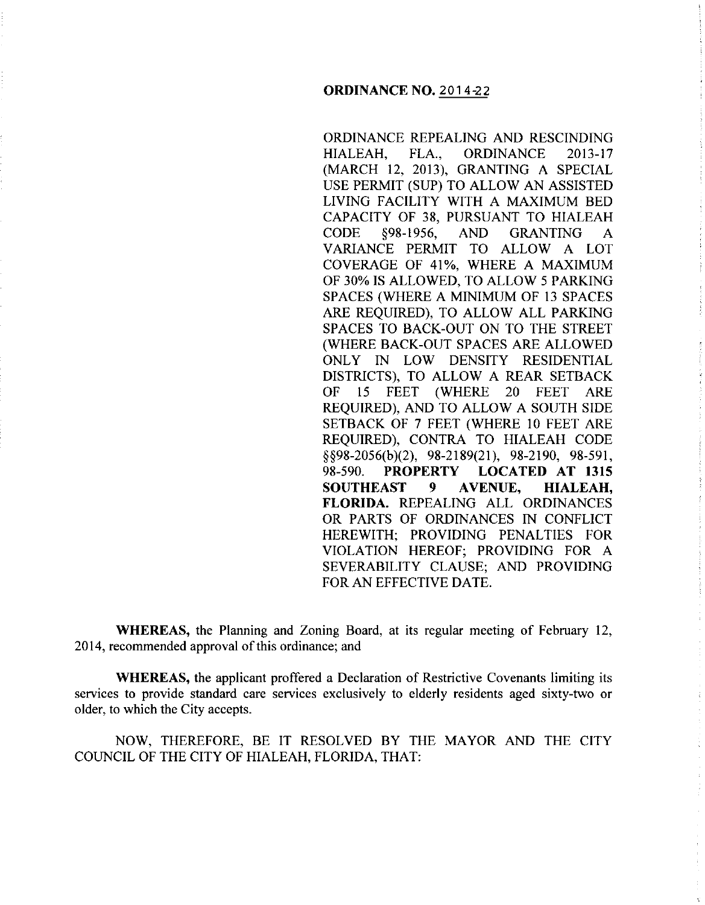**ORDINANCE NO. 2014-22**

ORDINANCE REPEALING AND RESCINDING HIALEAH, FLA., ORDINANCE 2013-17 (MARCH 12, 2013), GRANTING A SPECIAL USE PERMIT (SUP) TO ALLOW AN ASSISTED LIVING FACILITY WITH A MAXIMUM BED CAPACITY OF 38, PURSUANT TO HIALEAH CODE §98-1956, AND GRANTING A VARIANCE PERMIT TO ALLOW A LOT COVERAGE OF 41%, WHERE A MAXIMUM OF 30% IS ALLOWED, TO ALLOW 5 PARKING SPACES (WHERE A MINIMUM OF 13 SPACES ARE REQUIRED), TO ALLOW ALL PARKING SPACES TO BACK-OUT ON TO THE STREET (WHERE BACK-OUT SPACES ARE ALLOWED ONLY IN LOW DENSITY RESIDENTIAL DISTRICTS), TO ALLOW A REAR SETBACK OF 15 FEET (WHERE 20 FEET ARE REQUIRED), AND TO ALLOW A SOUTH SIDE SETBACK OF 7 FEET (WHERE 10 FEET ARE REQUIRED), CONTRA TO HIALEAH CODE §§98-2056(b)(2), 98-2189(21), 98-2190, 98-591, 98-590. **PROPERTY LOCATED AT 1315 SOUTHEAST 9 AVENUE, HIALEAH, FLORIDA.** REPEALING ALL ORDINANCES OR PARTS OF ORDINANCES IN CONFLICT HEREWITH; PROVIDING PENALTIES FOR VIOLATION HEREOF; PROVIDING FOR A SEVERABILITY CLAUSE; AND PROVIDING FOR AN EFFECTIVE DATE.

**WHEREAS,** the Planning and Zoning Board, at its regular meeting of February 12, 2014, recommended approval of this ordinance; and

**WHEREAS,** the applicant proffered a Declaration of Restrictive Covenants limiting its services to provide standard care services exclusively to elderly residents aged sixty-two or older, to which the City accepts.

NOW, THEREFORE, BE IT RESOLVED BY THE MAYOR AND THE CITY COUNCIL OF THE CITY OF HIALEAH, FLORIDA, THAT: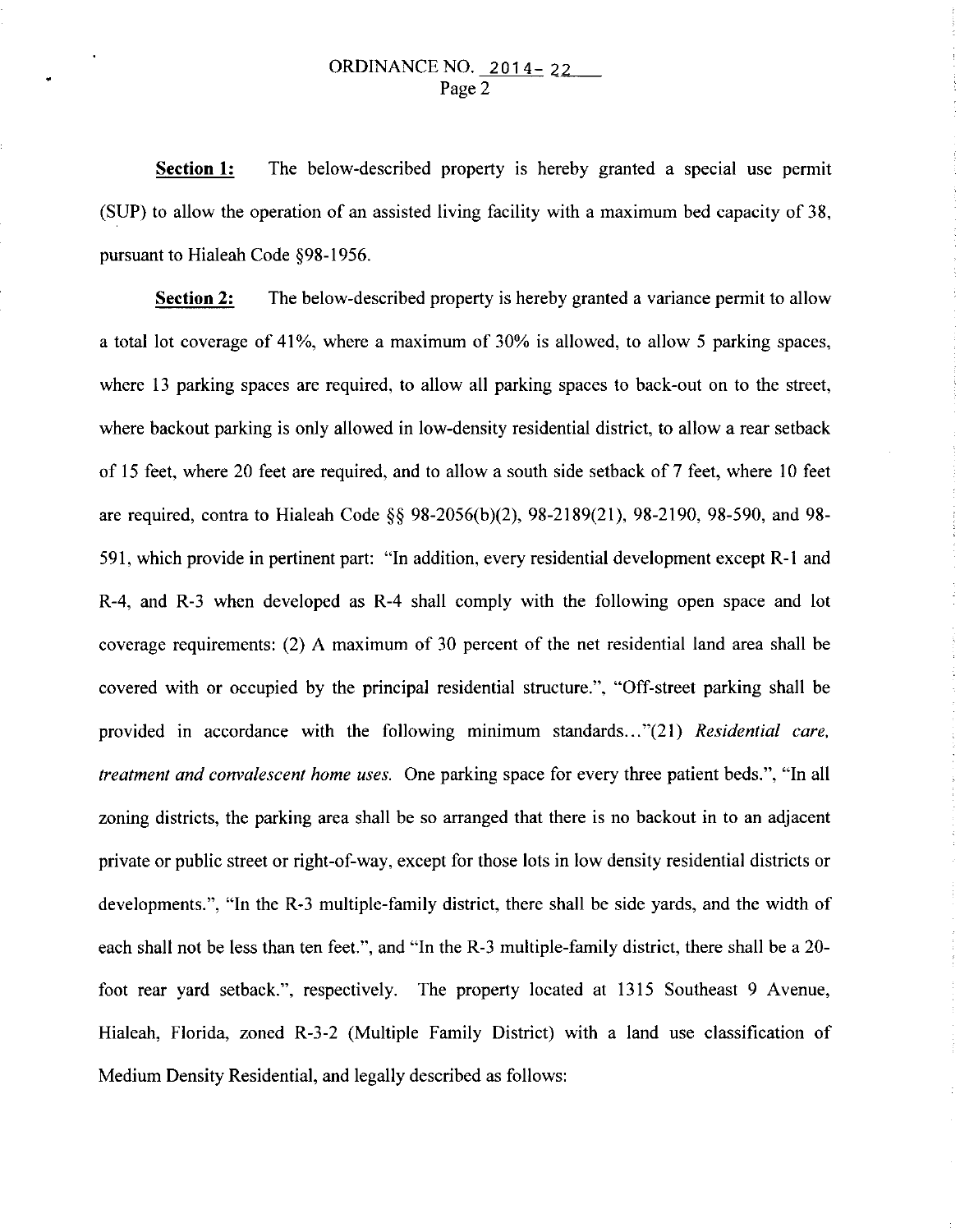**Section 1:** The below-described property is hereby granted a special use permit (SUP) to allow the operation of an assisted living facility with a maximum bed capacity of 38, pursuant to Hialeah Code §98-1956.

**Section 2:** The below-described property is hereby granted a variance permit to allow a total lot coverage of 41%, where a maximum of 30% is allowed, to allow 5 parking spaces, where 13 parking spaces are required, to allow all parking spaces to back-out on to the street, where backout parking is only allowed in low-density residential district, to allow a rear setback of 15 feet, where 20 feet are required, and to allow a south side setback of 7 feet, where 10 feet are required, contra to Hialeah Code §§ 98-2056(b)(2), 98-2189(21), 98-2190, 98-590, and 98-591, which provide in pertinent part: "In addition, every residential development except R-1 and R-4, and R-3 when developed as R-4 shall comply with the following open space and lot coverage requirements: (2) A maximum of 30 percent of the net residential land area shall be covered with or occupied by the principal residential structure.", "Off-street parking shall be provided in accordance with the following minimum standards..."(21) *Residential care, treatment and convalescent home uses.* One parking space for every three patient beds.", "In all zoning districts, the parking area shall be so arranged that there is no backout in to an adjacent private or public street or right-of-way, except for those lots in low density residential districts or developments.", "In the R-3 multiple-family district, there shall be side yards, and the width of each shall not be less than ten feet.", and "In the R-3 multiple-family district, there shall be a 20-foot rear yard setback.", respectively. The property located at 1315 Southeast 9 Avenue, Hialeah, Florida, zoned R-3-2 (Multiple Family District) with a land use classification of Medium Density Residential, and legally described as follows: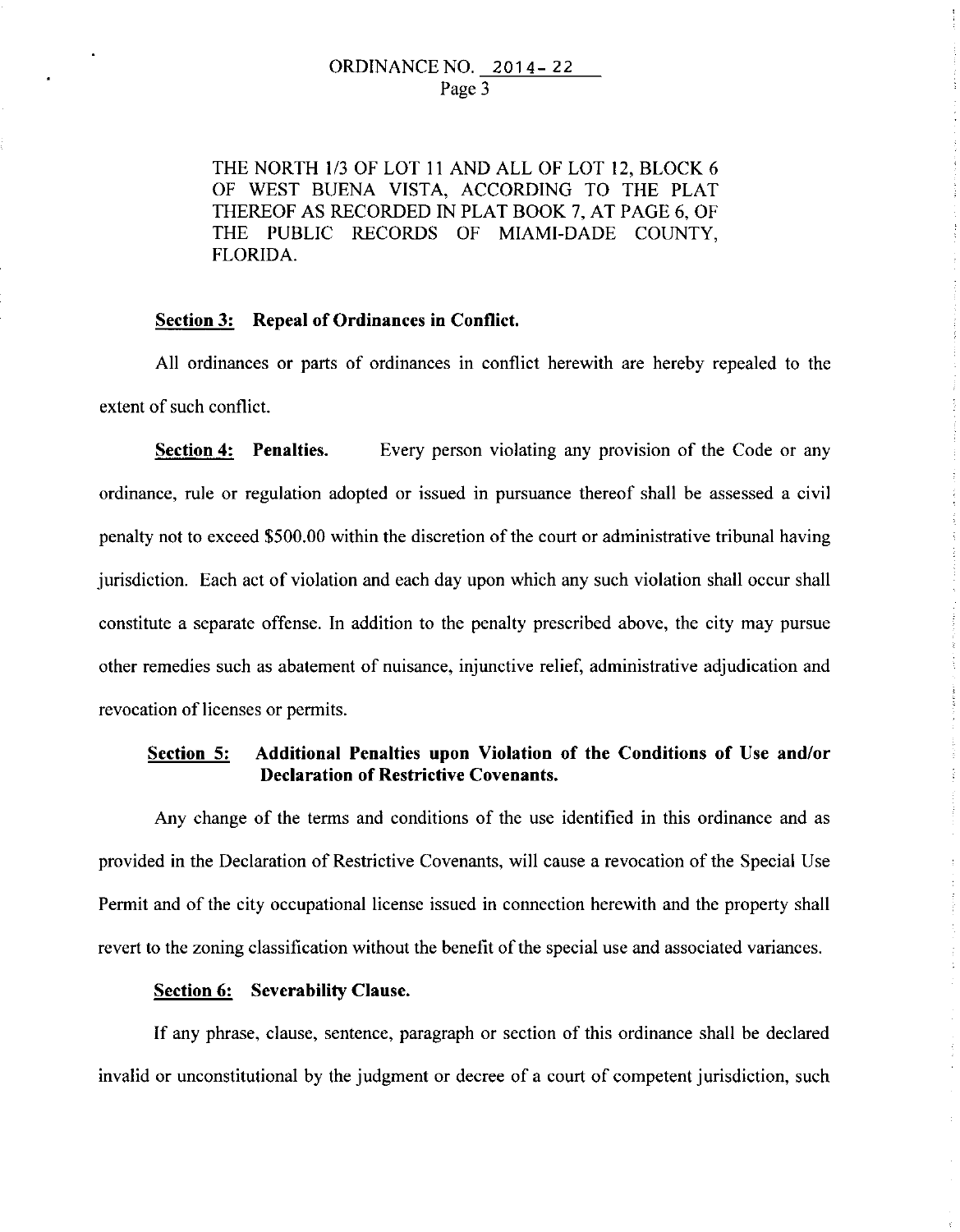THE NORTH 1/3 OF LOT 11 AND ALL OF LOT 12, BLOCK 6 OF WEST BUENA VISTA, ACCORDING TO THE PLAT THEREOF AS RECORDED IN PLAT BOOK 7, AT PAGE 6, OF THE PUBLIC RECORDS OF MIAMI-DADE COUNTY, FLORIDA.

**Section 3: Repeal of Ordinances in Conflict.**

All ordinances or parts of ordinances in conflict herewith are hereby repealed to the extent of such conflict.

**Section 4: Penalties.** Every person violating any provision of the Code or any ordinance, rule or regulation adopted or issued in pursuance thereof shall be assessed a civil penalty not to exceed $500.00 within the discretion of the court or administrative tribunal having jurisdiction. Each act of violation and each day upon which any such violation shall occur shall constitute a separate offense. In addition to the penalty prescribed above, the city may pursue other remedies such as abatement of nuisance, injunctive relief, administrative adjudication and revocation of licenses or permits.

**Section 5: Additional Penalties upon Violation of the Conditions of Use and/or Declaration of Restrictive Covenants.**

Any change of the terms and conditions of the use identified in this ordinance and as provided in the Declaration of Restrictive Covenants, will cause a revocation of the Special Use Permit and of the city occupational license issued in connection herewith and the property shall revert to the zoning classification without the benefit of the special use and associated variances.

**Section 6: Severability Clause.**

If any phrase, clause, sentence, paragraph or section of this ordinance shall be declared invalid or unconstitutional by the judgment or decree of a court of competent jurisdiction, such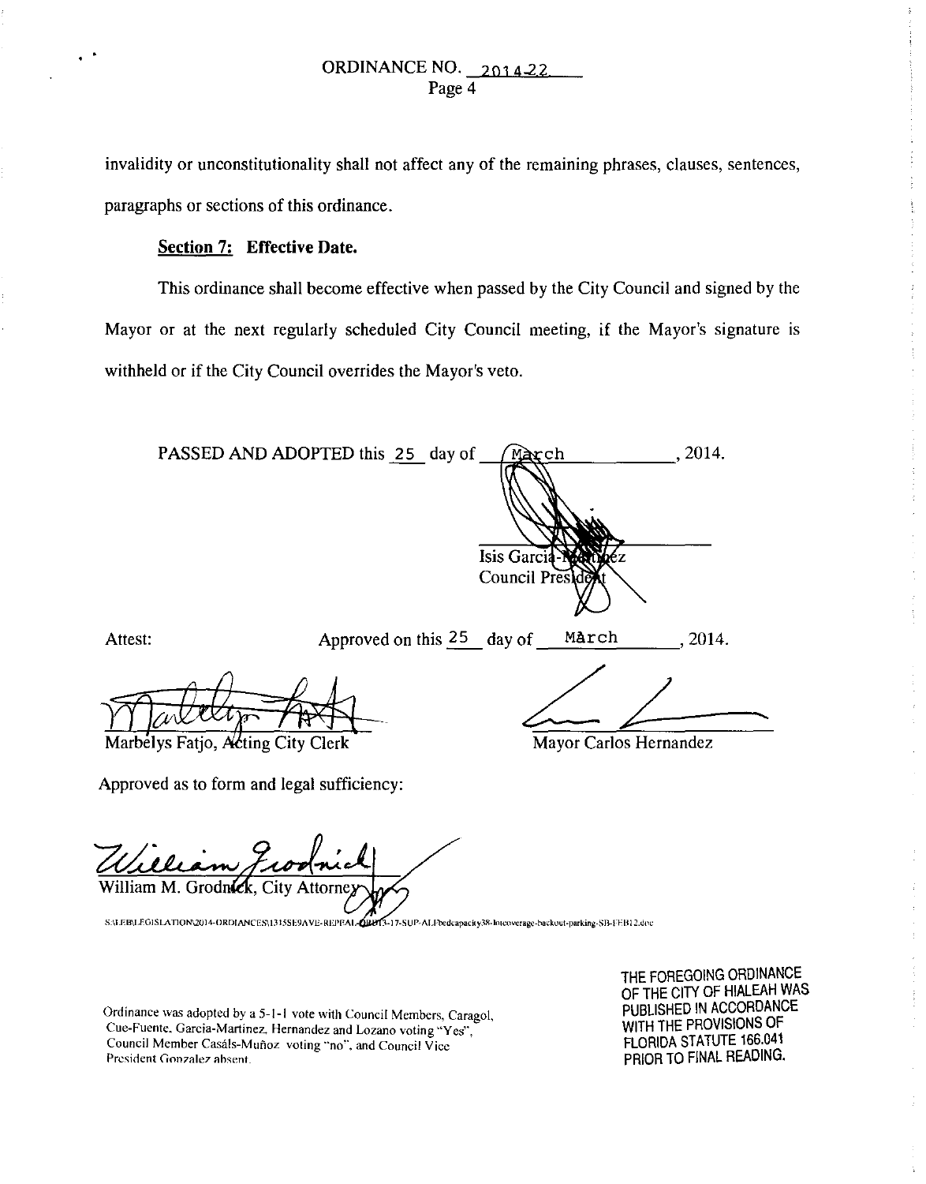invalidity or unconstitutionality shall not affect any of the remaining phrases, clauses, sentences, paragraphs or sections of this ordinance.

**Section 7: Effective Date.**

This ordinance shall become effective when passed by the City Council and signed by the Mayor or at the next regularly scheduled City Council meeting, if the Mayor's signature is withheld or if the City Council overrides the Mayor's veto.

PASSED AND ADOPTED this 25 day of March, 2014.

Isis Garcia-Martinez
Council President

Attest:

Approved on this 25 day of March, 2014.

Marbelys Fatjo, Acting City Clerk

Mayor Carlos Hernandez

Approved as to form and legal sufficiency:

William M. Grodnick, City Attorney

S:\LEB\LEGISLATION\2014-ORDIANCES\1315SE9AVE-REPEAL-ORD13-17-SUP-ALFbedcapacity38-lotcoverage-backout-parking-SB-FEB12.doc

Ordinance was adopted by a 5-1-1 vote with Council Members, Caragol, Cue-Fuente, Garcia-Martinez, Hernandez and Lozano voting "Yes", Council Member Casáls-Muñoz voting "no", and Council Vice President Gonzalez absent.

THE FOREGOING ORDINANCE OF THE CITY OF HIALEAH WAS PUBLISHED IN ACCORDANCE WITH THE PROVISIONS OF FLORIDA STATUTE 166.041 PRIOR TO FINAL READING.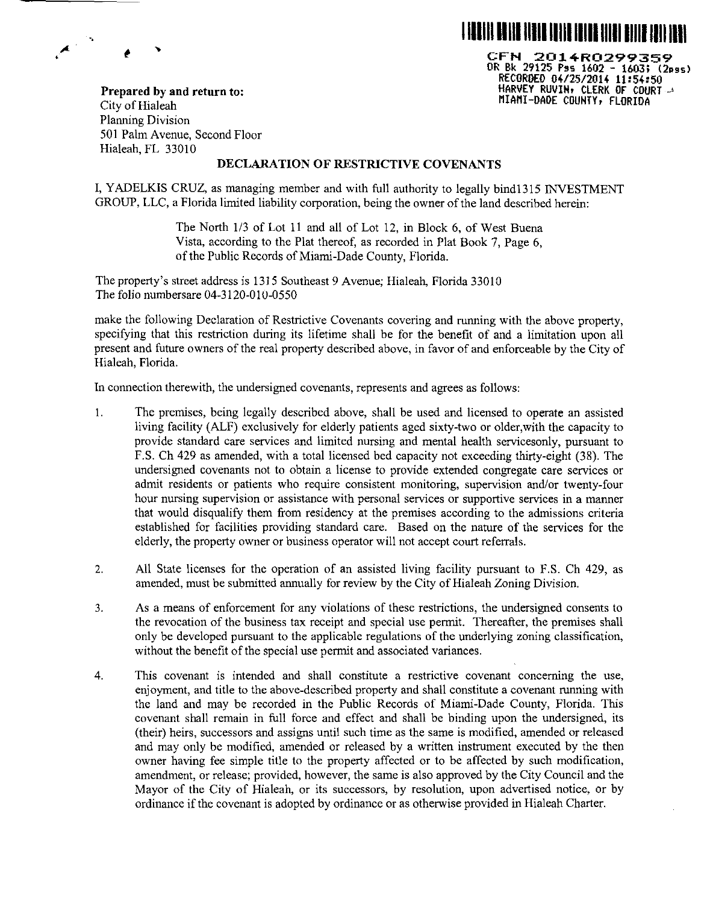CFN 2014R0299359
OR Bk 29125 Pgs 1602 - 1603; (2pgs)
RECORDED 04/25/2014 11:54:50
HARVEY RUVIN, CLERK OF COURT
MIAMI-DADE COUNTY, FLORIDA

**Prepared by and return to:**
City of Hialeah
Planning Division
501 Palm Avenue, Second Floor
Hialeah, FL 33010

**DECLARATION OF RESTRICTIVE COVENANTS**

I, YADELKIS CRUZ, as managing member and with full authority to legally bind1315 INVESTMENT GROUP, LLC, a Florida limited liability corporation, being the owner of the land described herein:

> The North 1/3 of Lot 11 and all of Lot 12, in Block 6, of West Buena Vista, according to the Plat thereof, as recorded in Plat Book 7, Page 6, of the Public Records of Miami-Dade County, Florida.

The property's street address is 1315 Southeast 9 Avenue; Hialeah, Florida 33010
The folio numbersare 04-3120-010-0550

make the following Declaration of Restrictive Covenants covering and running with the above property, specifying that this restriction during its lifetime shall be for the benefit of and a limitation upon all present and future owners of the real property described above, in favor of and enforceable by the City of Hialeah, Florida.

In connection therewith, the undersigned covenants, represents and agrees as follows:

1. The premises, being legally described above, shall be used and licensed to operate an assisted living facility (ALF) exclusively for elderly patients aged sixty-two or older,with the capacity to provide standard care services and limited nursing and mental health servicesonly, pursuant to F.S. Ch 429 as amended, with a total licensed bed capacity not exceeding thirty-eight (38). The undersigned covenants not to obtain a license to provide extended congregate care services or admit residents or patients who require consistent monitoring, supervision and/or twenty-four hour nursing supervision or assistance with personal services or supportive services in a manner that would disqualify them from residency at the premises according to the admissions criteria established for facilities providing standard care. Based on the nature of the services for the elderly, the property owner or business operator will not accept court referrals.

2. All State licenses for the operation of an assisted living facility pursuant to F.S. Ch 429, as amended, must be submitted annually for review by the City of Hialeah Zoning Division.

3. As a means of enforcement for any violations of these restrictions, the undersigned consents to the revocation of the business tax receipt and special use permit. Thereafter, the premises shall only be developed pursuant to the applicable regulations of the underlying zoning classification, without the benefit of the special use permit and associated variances.

4. This covenant is intended and shall constitute a restrictive covenant concerning the use, enjoyment, and title to the above-described property and shall constitute a covenant running with the land and may be recorded in the Public Records of Miami-Dade County, Florida. This covenant shall remain in full force and effect and shall be binding upon the undersigned, its (their) heirs, successors and assigns until such time as the same is modified, amended or released and may only be modified, amended or released by a written instrument executed by the then owner having fee simple title to the property affected or to be affected by such modification, amendment, or release; provided, however, the same is also approved by the City Council and the Mayor of the City of Hialeah, or its successors, by resolution, upon advertised notice, or by ordinance if the covenant is adopted by ordinance or as otherwise provided in Hialeah Charter.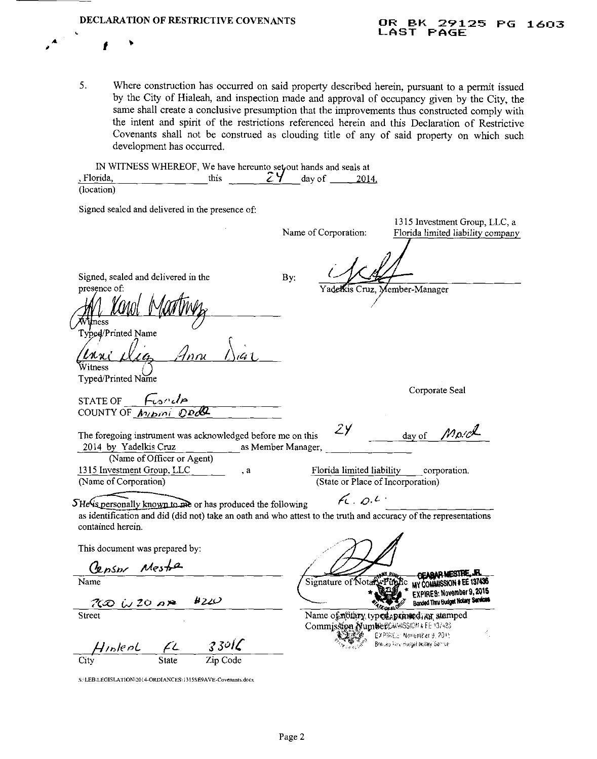DECLARATION OF RESTRICTIVE COVENANTS

OR BK 29125 PG 1603
LAST PAGE

5. Where construction has occurred on said property described herein, pursuant to a permit issued by the City of Hialeah, and inspection made and approval of occupancy given by the City, the same shall create a conclusive presumption that the improvements thus constructed comply with the intent and spirit of the restrictions referenced herein and this Declaration of Restrictive Covenants shall not be construed as clouding title of any of said property on which such development has occurred.

IN WITNESS WHEREOF, We have hereunto set out hands and seals at , Florida, this 24 day of 2014.
(location)

Signed sealed and delivered in the presence of:

Name of Corporation: 1315 Investment Group, LLC, a Florida limited liability company

By: Yadelkis Cruz, Member-Manager

Signed, sealed and delivered in the presence of:

Karol Martinez
Witness
Typed/Printed Name

Anni Diaz Ana Diaz
Witness
Typed/Printed Name

Corporate Seal

STATE OF Florida
COUNTY OF Miami Dade

The foregoing instrument was acknowledged before me on this 24 day of March 2014 by Yadelkis Cruz as Member Manager,
(Name of Officer or Agent)
1315 Investment Group, LLC, a Florida limited liability corporation.
(Name of Corporation) (State or Place of Incorporation)

She is personally known to me or has produced the following FL. D.L.
as identification and did (did not) take an oath and who attest to the truth and accuracy of the representations contained herein.

This document was prepared by:

Cesar Mestre
Name

700 W 20 St #220
Street

Hialeah FL 33010
City State Zip Code

Signature of Notary Public

CESAR MESTRE, JR.
MY COMMISSION # EE 137436
EXPIRES: November 9, 2015
Bonded Thru Budget Notary Services

Name of notary typed, printed, or stamped
Commission Number

S:\LEB\LEGISLATION\2014-ORDIANCES\1315SE9AVE-Covenants.docx